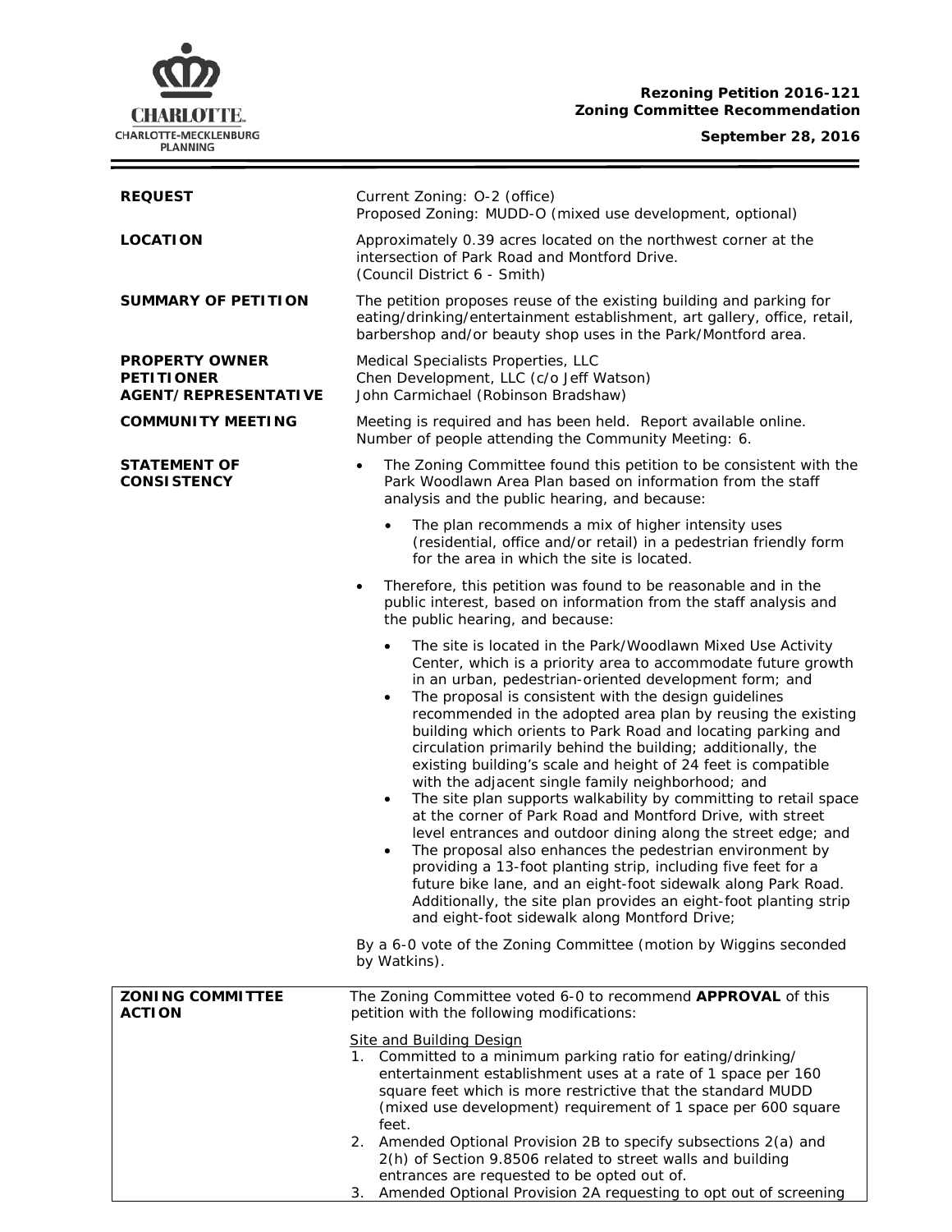**Rezoning Petition 2016-121**
**Zoning Committee Recommendation**

**September 28, 2016**

| | |
|---|---|
| **REQUEST** | Current Zoning: O-2 (office)<br>Proposed Zoning: MUDD-O (mixed use development, optional) |
| **LOCATION** | Approximately 0.39 acres located on the northwest corner at the intersection of Park Road and Montford Drive.<br>(Council District 6 - Smith) |
| **SUMMARY OF PETITION** | The petition proposes reuse of the existing building and parking for eating/drinking/entertainment establishment, art gallery, office, retail, barbershop and/or beauty shop uses in the Park/Montford area. |
| **PROPERTY OWNER**<br>**PETITIONER**<br>**AGENT/REPRESENTATIVE** | Medical Specialists Properties, LLC<br>Chen Development, LLC (c/o Jeff Watson)<br>John Carmichael (Robinson Bradshaw) |
| **COMMUNITY MEETING** | Meeting is required and has been held. Report available online.<br>Number of people attending the Community Meeting: 6. |

**STATEMENT OF CONSISTENCY**

- The Zoning Committee found this petition to be consistent with the Park Woodlawn Area Plan based on information from the staff analysis and the public hearing, and because:
  - The plan recommends a mix of higher intensity uses (residential, office and/or retail) in a pedestrian friendly form for the area in which the site is located.
- Therefore, this petition was found to be reasonable and in the public interest, based on information from the staff analysis and the public hearing, and because:
  - The site is located in the Park/Woodlawn Mixed Use Activity Center, which is a priority area to accommodate future growth in an urban, pedestrian-oriented development form; and
  - The proposal is consistent with the design guidelines recommended in the adopted area plan by reusing the existing building which orients to Park Road and locating parking and circulation primarily behind the building; additionally, the existing building's scale and height of 24 feet is compatible with the adjacent single family neighborhood; and
  - The site plan supports walkability by committing to retail space at the corner of Park Road and Montford Drive, with street level entrances and outdoor dining along the street edge; and
  - The proposal also enhances the pedestrian environment by providing a 13-foot planting strip, including five feet for a future bike lane, and an eight-foot sidewalk along Park Road. Additionally, the site plan provides an eight-foot planting strip and eight-foot sidewalk along Montford Drive;

By a 6-0 vote of the Zoning Committee (motion by Wiggins seconded by Watkins).

**ZONING COMMITTEE ACTION**

The Zoning Committee voted 6-0 to recommend **APPROVAL** of this petition with the following modifications:

Site and Building Design

1. Committed to a minimum parking ratio for eating/drinking/entertainment establishment uses at a rate of 1 space per 160 square feet which is more restrictive that the standard MUDD (mixed use development) requirement of 1 space per 600 square feet.
2. Amended Optional Provision 2B to specify subsections 2(a) and 2(h) of Section 9.8506 related to street walls and building entrances are requested to be opted out of.
3. Amended Optional Provision 2A requesting to opt out of screening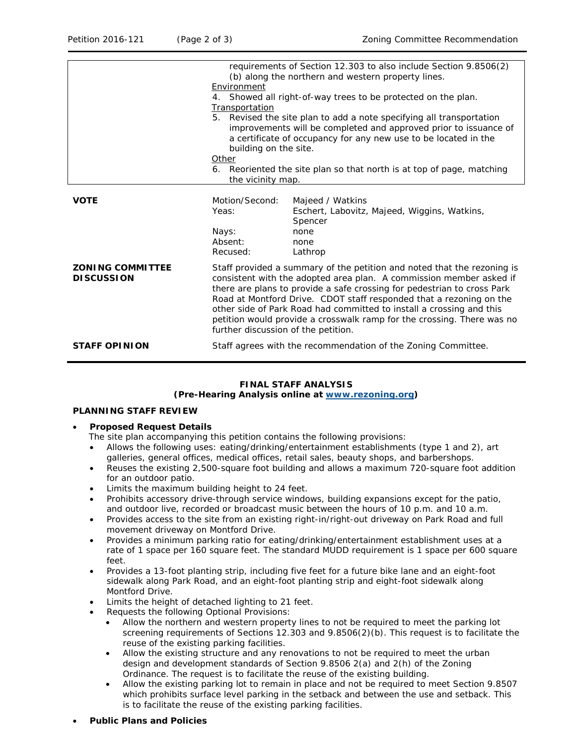| | |
|---|---|
| | requirements of Section 12.303 to also include Section 9.8506(2)(b) along the northern and western property lines.<br>Environment<br>4. Showed all right-of-way trees to be protected on the plan.<br>Transportation<br>5. Revised the site plan to add a note specifying all transportation improvements will be completed and approved prior to issuance of a certificate of occupancy for any new use to be located in the building on the site.<br>Other<br>6. Reoriented the site plan so that north is at top of page, matching the vicinity map. |

| | | |
|---|---|---|
| **VOTE** | Motion/Second: | Majeed / Watkins |
| | Yeas: | Eschert, Labovitz, Majeed, Wiggins, Watkins, Spencer |
| | Nays: | none |
| | Absent: | none |
| | Recused: | Lathrop |

**ZONING COMMITTEE DISCUSSION**

Staff provided a summary of the petition and noted that the rezoning is consistent with the adopted area plan. A commission member asked if there are plans to provide a safe crossing for pedestrian to cross Park Road at Montford Drive. CDOT staff responded that a rezoning on the other side of Park Road had committed to install a crossing and this petition would provide a crosswalk ramp for the crossing. There was no further discussion of the petition.

**STAFF OPINION**

Staff agrees with the recommendation of the Zoning Committee.

## FINAL STAFF ANALYSIS
### (Pre-Hearing Analysis online at www.rezoning.org)

**PLANNING STAFF REVIEW**

- **Proposed Request Details**

  The site plan accompanying this petition contains the following provisions:
  - Allows the following uses: eating/drinking/entertainment establishments (type 1 and 2), art galleries, general offices, medical offices, retail sales, beauty shops, and barbershops.
  - Reuses the existing 2,500-square foot building and allows a maximum 720-square foot addition for an outdoor patio.
  - Limits the maximum building height to 24 feet.
  - Prohibits accessory drive-through service windows, building expansions except for the patio, and outdoor live, recorded or broadcast music between the hours of 10 p.m. and 10 a.m.
  - Provides access to the site from an existing right-in/right-out driveway on Park Road and full movement driveway on Montford Drive.
  - Provides a minimum parking ratio for eating/drinking/entertainment establishment uses at a rate of 1 space per 160 square feet. The standard MUDD requirement is 1 space per 600 square feet.
  - Provides a 13-foot planting strip, including five feet for a future bike lane and an eight-foot sidewalk along Park Road, and an eight-foot planting strip and eight-foot sidewalk along Montford Drive.
  - Limits the height of detached lighting to 21 feet.
  - Requests the following Optional Provisions:
    - Allow the northern and western property lines to not be required to meet the parking lot screening requirements of Sections 12.303 and 9.8506(2)(b). This request is to facilitate the reuse of the existing parking facilities.
    - Allow the existing structure and any renovations to not be required to meet the urban design and development standards of Section 9.8506 2(a) and 2(h) of the Zoning Ordinance. The request is to facilitate the reuse of the existing building.
    - Allow the existing parking lot to remain in place and not be required to meet Section 9.8507 which prohibits surface level parking in the setback and between the use and setback. This is to facilitate the reuse of the existing parking facilities.

- **Public Plans and Policies**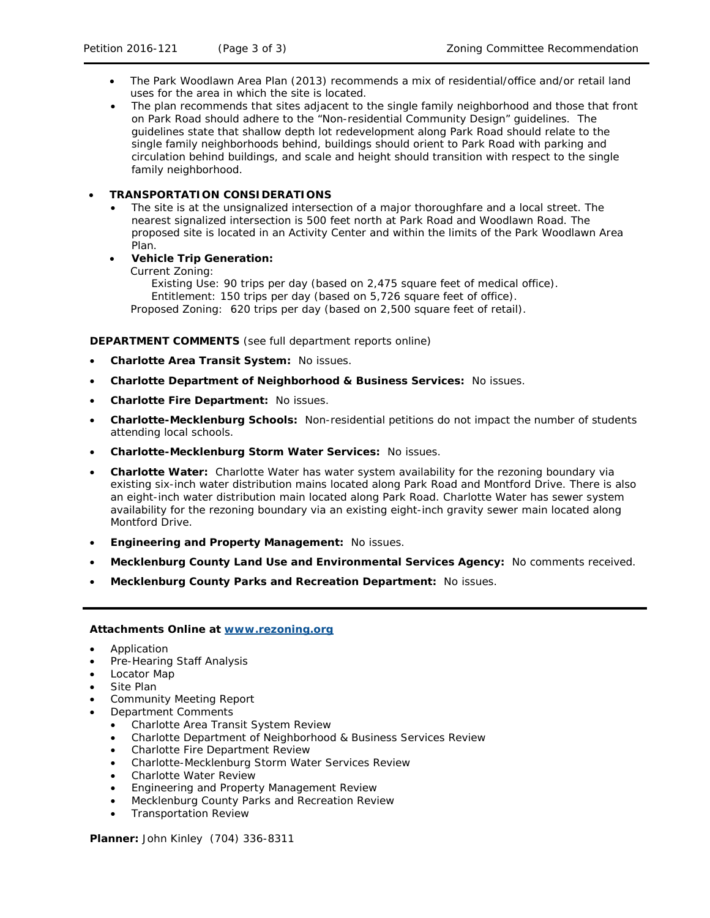- The Park Woodlawn Area Plan (2013) recommends a mix of residential/office and/or retail land uses for the area in which the site is located.
- The plan recommends that sites adjacent to the single family neighborhood and those that front on Park Road should adhere to the "Non-residential Community Design" guidelines. The guidelines state that shallow depth lot redevelopment along Park Road should relate to the single family neighborhoods behind, buildings should orient to Park Road with parking and circulation behind buildings, and scale and height should transition with respect to the single family neighborhood.

- **TRANSPORTATION CONSIDERATIONS**
  - The site is at the unsignalized intersection of a major thoroughfare and a local street. The nearest signalized intersection is 500 feet north at Park Road and Woodlawn Road. The proposed site is located in an Activity Center and within the limits of the Park Woodlawn Area Plan.
  - **Vehicle Trip Generation:**
    Current Zoning:
    Existing Use: 90 trips per day (based on 2,475 square feet of medical office).
    Entitlement: 150 trips per day (based on 5,726 square feet of office).
    Proposed Zoning: 620 trips per day (based on 2,500 square feet of retail).

**DEPARTMENT COMMENTS** (see full department reports online)

- **Charlotte Area Transit System:** No issues.
- **Charlotte Department of Neighborhood & Business Services:** No issues.
- **Charlotte Fire Department:** No issues.
- **Charlotte-Mecklenburg Schools:** Non-residential petitions do not impact the number of students attending local schools.
- **Charlotte-Mecklenburg Storm Water Services:** No issues.
- **Charlotte Water:** Charlotte Water has water system availability for the rezoning boundary via existing six-inch water distribution mains located along Park Road and Montford Drive. There is also an eight-inch water distribution main located along Park Road. Charlotte Water has sewer system availability for the rezoning boundary via an existing eight-inch gravity sewer main located along Montford Drive.
- **Engineering and Property Management:** No issues.
- **Mecklenburg County Land Use and Environmental Services Agency:** No comments received.
- **Mecklenburg County Parks and Recreation Department:** No issues.

---

**Attachments Online at www.rezoning.org**

- Application
- Pre-Hearing Staff Analysis
- Locator Map
- Site Plan
- Community Meeting Report
- Department Comments
  - Charlotte Area Transit System Review
  - Charlotte Department of Neighborhood & Business Services Review
  - Charlotte Fire Department Review
  - Charlotte-Mecklenburg Storm Water Services Review
  - Charlotte Water Review
  - Engineering and Property Management Review
  - Mecklenburg County Parks and Recreation Review
  - Transportation Review

**Planner:** John Kinley (704) 336-8311